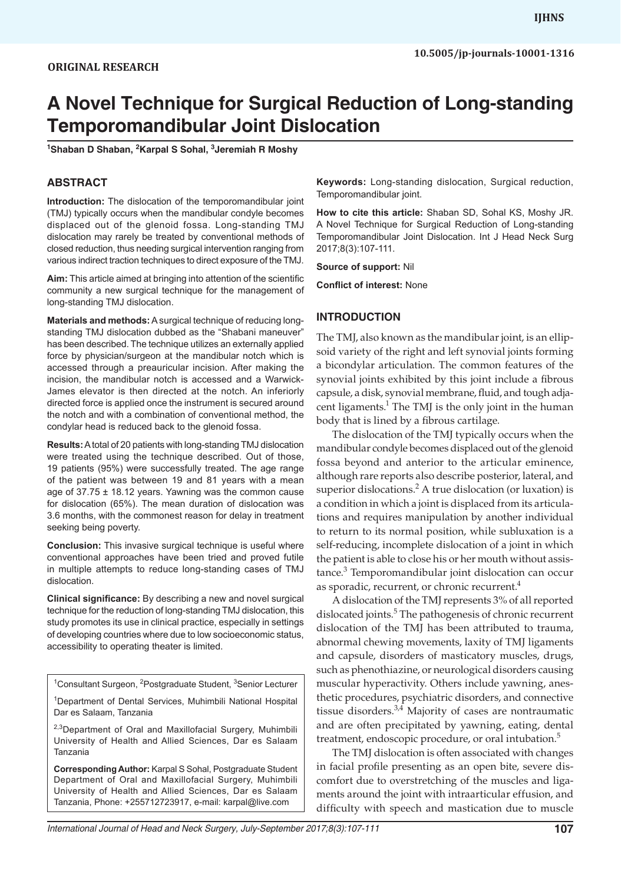ORIGINAL RESEARCH

# A Novel Technique for Surgical Reduction of Long-standing Temporomandibular Joint Dislocation

[1]Shaban D Shaban, [2]Karpal S Sohal, [3]Jeremiah R Moshy

## ABSTRACT

**Introduction:** The dislocation of the temporomandibular joint (TMJ) typically occurs when the mandibular condyle becomes displaced out of the glenoid fossa. Long-standing TMJ dislocation may rarely be treated by conventional methods of closed reduction, thus needing surgical intervention ranging from various indirect traction techniques to direct exposure of the TMJ.

**Aim:** This article aimed at bringing into attention of the scientific community a new surgical technique for the management of long-standing TMJ dislocation.

**Materials and methods:** A surgical technique of reducing long-standing TMJ dislocation dubbed as the "Shabani maneuver" has been described. The technique utilizes an externally applied force by physician/surgeon at the mandibular notch which is accessed through a preauricular incision. After making the incision, the mandibular notch is accessed and a Warwick-James elevator is then directed at the notch. An inferiorly directed force is applied once the instrument is secured around the notch and with a combination of conventional method, the condylar head is reduced back to the glenoid fossa.

**Results:** A total of 20 patients with long-standing TMJ dislocation were treated using the technique described. Out of those, 19 patients (95%) were successfully treated. The age range of the patient was between 19 and 81 years with a mean age of 37.75 ± 18.12 years. Yawning was the common cause for dislocation (65%). The mean duration of dislocation was 3.6 months, with the commonest reason for delay in treatment seeking being poverty.

**Conclusion:** This invasive surgical technique is useful where conventional approaches have been tried and proved futile in multiple attempts to reduce long-standing cases of TMJ dislocation.

**Clinical significance:** By describing a new and novel surgical technique for the reduction of long-standing TMJ dislocation, this study promotes its use in clinical practice, especially in settings of developing countries where due to low socioeconomic status, accessibility to operating theater is limited.

[1]Consultant Surgeon, [2]Postgraduate Student, [3]Senior Lecturer

[1]Department of Dental Services, Muhimbili National Hospital Dar es Salaam, Tanzania

[2,3]Department of Oral and Maxillofacial Surgery, Muhimbili University of Health and Allied Sciences, Dar es Salaam Tanzania

**Corresponding Author:** Karpal S Sohal, Postgraduate Student Department of Oral and Maxillofacial Surgery, Muhimbili University of Health and Allied Sciences, Dar es Salaam Tanzania, Phone: +255712723917, e-mail: karpal@live.com

**Keywords:** Long-standing dislocation, Surgical reduction, Temporomandibular joint.

**How to cite this article:** Shaban SD, Sohal KS, Moshy JR. A Novel Technique for Surgical Reduction of Long-standing Temporomandibular Joint Dislocation. Int J Head Neck Surg 2017;8(3):107-111.

**Source of support:** Nil

**Conflict of interest:** None

## INTRODUCTION

The TMJ, also known as the mandibular joint, is an ellipsoid variety of the right and left synovial joints forming a bicondylar articulation. The common features of the synovial joints exhibited by this joint include a fibrous capsule, a disk, synovial membrane, fluid, and tough adjacent ligaments.[1] The TMJ is the only joint in the human body that is lined by a fibrous cartilage.

The dislocation of the TMJ typically occurs when the mandibular condyle becomes displaced out of the glenoid fossa beyond and anterior to the articular eminence, although rare reports also describe posterior, lateral, and superior dislocations.[2] A true dislocation (or luxation) is a condition in which a joint is displaced from its articulations and requires manipulation by another individual to return to its normal position, while subluxation is a self-reducing, incomplete dislocation of a joint in which the patient is able to close his or her mouth without assistance.[3] Temporomandibular joint dislocation can occur as sporadic, recurrent, or chronic recurrent.[4]

A dislocation of the TMJ represents 3% of all reported dislocated joints.[5] The pathogenesis of chronic recurrent dislocation of the TMJ has been attributed to trauma, abnormal chewing movements, laxity of TMJ ligaments and capsule, disorders of masticatory muscles, drugs, such as phenothiazine, or neurological disorders causing muscular hyperactivity. Others include yawning, anesthetic procedures, psychiatric disorders, and connective tissue disorders.[3,4] Majority of cases are nontraumatic and are often precipitated by yawning, eating, dental treatment, endoscopic procedure, or oral intubation.[5]

The TMJ dislocation is often associated with changes in facial profile presenting as an open bite, severe discomfort due to overstretching of the muscles and ligaments around the joint with intraarticular effusion, and difficulty with speech and mastication due to muscle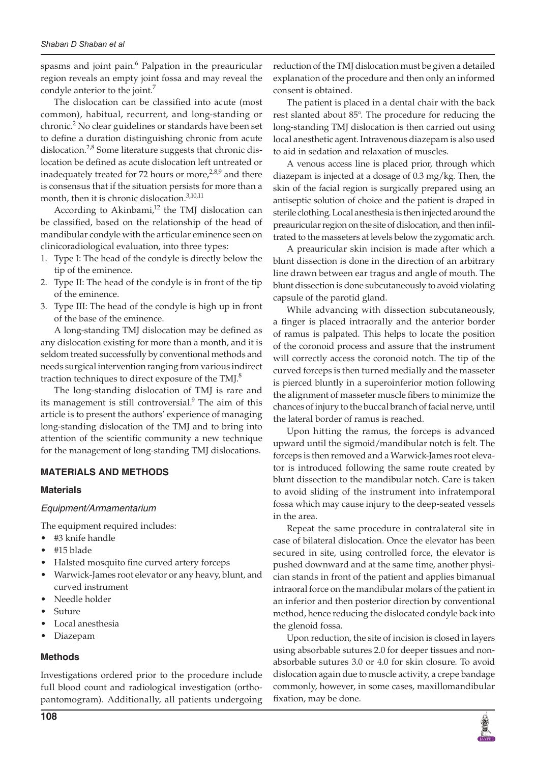spasms and joint pain.[6] Palpation in the preauricular region reveals an empty joint fossa and may reveal the condyle anterior to the joint.[7]

The dislocation can be classified into acute (most common), habitual, recurrent, and long-standing or chronic.[2] No clear guidelines or standards have been set to define a duration distinguishing chronic from acute dislocation.[2,8] Some literature suggests that chronic dislocation be defined as acute dislocation left untreated or inadequately treated for 72 hours or more,[2,8,9] and there is consensus that if the situation persists for more than a month, then it is chronic dislocation.[3,10,11]

According to Akinbami,[12] the TMJ dislocation can be classified, based on the relationship of the head of mandibular condyle with the articular eminence seen on clinicoradiological evaluation, into three types:

1. Type I: The head of the condyle is directly below the tip of the eminence.
2. Type II: The head of the condyle is in front of the tip of the eminence.
3. Type III: The head of the condyle is high up in front of the base of the eminence.

A long-standing TMJ dislocation may be defined as any dislocation existing for more than a month, and it is seldom treated successfully by conventional methods and needs surgical intervention ranging from various indirect traction techniques to direct exposure of the TMJ.[8]

The long-standing dislocation of TMJ is rare and its management is still controversial.[9] The aim of this article is to present the authors' experience of managing long-standing dislocation of the TMJ and to bring into attention of the scientific community a new technique for the management of long-standing TMJ dislocations.

## MATERIALS AND METHODS

### Materials

#### *Equipment/Armamentarium*

The equipment required includes:

- #3 knife handle
- #15 blade
- Halsted mosquito fine curved artery forceps
- Warwick-James root elevator or any heavy, blunt, and curved instrument
- Needle holder
- Suture
- Local anesthesia
- Diazepam

### Methods

Investigations ordered prior to the procedure include full blood count and radiological investigation (orthopantomogram). Additionally, all patients undergoing reduction of the TMJ dislocation must be given a detailed explanation of the procedure and then only an informed consent is obtained.

The patient is placed in a dental chair with the back rest slanted about 85°. The procedure for reducing the long-standing TMJ dislocation is then carried out using local anesthetic agent. Intravenous diazepam is also used to aid in sedation and relaxation of muscles.

A venous access line is placed prior, through which diazepam is injected at a dosage of 0.3 mg/kg. Then, the skin of the facial region is surgically prepared using an antiseptic solution of choice and the patient is draped in sterile clothing. Local anesthesia is then injected around the preauricular region on the site of dislocation, and then infiltrated to the masseters at levels below the zygomatic arch.

A preauricular skin incision is made after which a blunt dissection is done in the direction of an arbitrary line drawn between ear tragus and angle of mouth. The blunt dissection is done subcutaneously to avoid violating capsule of the parotid gland.

While advancing with dissection subcutaneously, a finger is placed intraorally and the anterior border of ramus is palpated. This helps to locate the position of the coronoid process and assure that the instrument will correctly access the coronoid notch. The tip of the curved forceps is then turned medially and the masseter is pierced bluntly in a superoinferior motion following the alignment of masseter muscle fibers to minimize the chances of injury to the buccal branch of facial nerve, until the lateral border of ramus is reached.

Upon hitting the ramus, the forceps is advanced upward until the sigmoid/mandibular notch is felt. The forceps is then removed and a Warwick-James root elevator is introduced following the same route created by blunt dissection to the mandibular notch. Care is taken to avoid sliding of the instrument into infratemporal fossa which may cause injury to the deep-seated vessels in the area.

Repeat the same procedure in contralateral site in case of bilateral dislocation. Once the elevator has been secured in site, using controlled force, the elevator is pushed downward and at the same time, another physician stands in front of the patient and applies bimanual intraoral force on the mandibular molars of the patient in an inferior and then posterior direction by conventional method, hence reducing the dislocated condyle back into the glenoid fossa.

Upon reduction, the site of incision is closed in layers using absorbable sutures 2.0 for deeper tissues and non-absorbable sutures 3.0 or 4.0 for skin closure. To avoid dislocation again due to muscle activity, a crepe bandage commonly, however, in some cases, maxillomandibular fixation, may be done.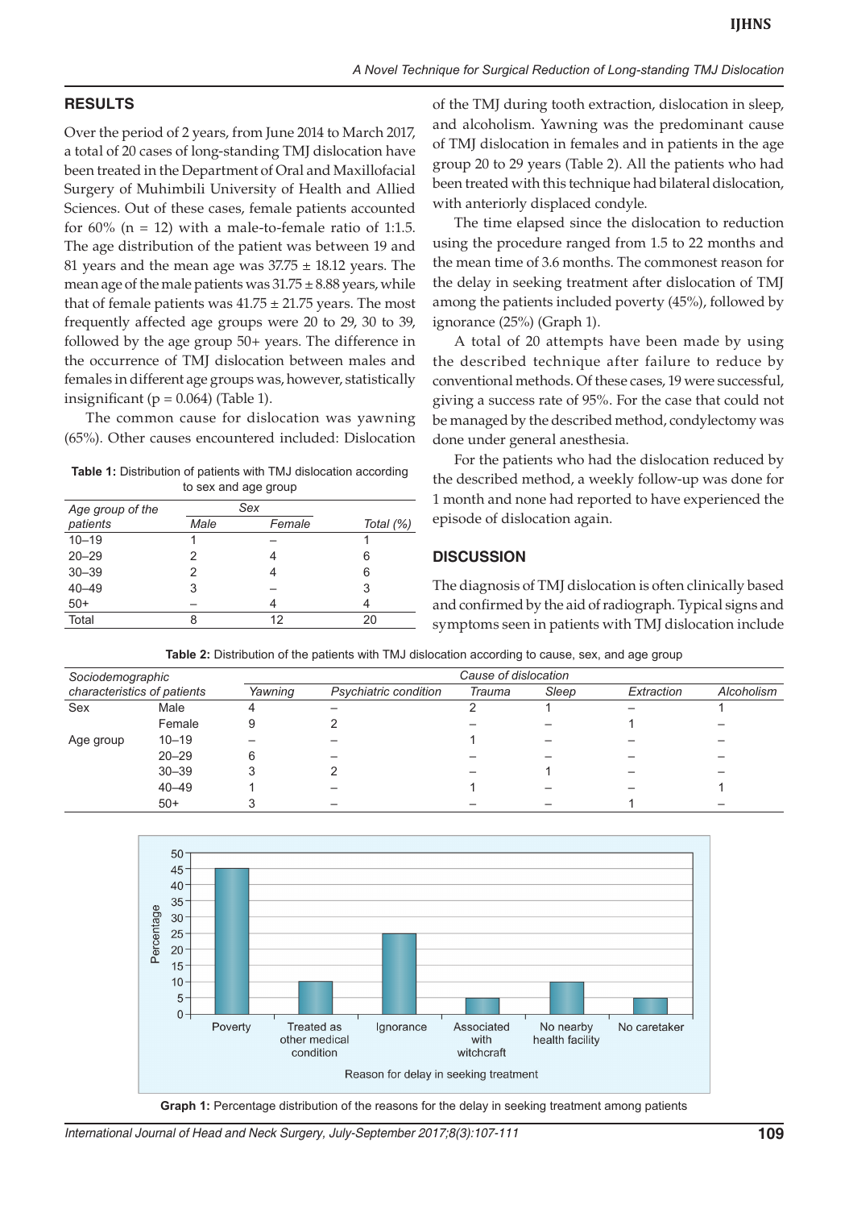## RESULTS

Over the period of 2 years, from June 2014 to March 2017, a total of 20 cases of long-standing TMJ dislocation have been treated in the Department of Oral and Maxillofacial Surgery of Muhimbili University of Health and Allied Sciences. Out of these cases, female patients accounted for 60% (n = 12) with a male-to-female ratio of 1:1.5. The age distribution of the patient was between 19 and 81 years and the mean age was 37.75 ± 18.12 years. The mean age of the male patients was 31.75 ± 8.88 years, while that of female patients was 41.75 ± 21.75 years. The most frequently affected age groups were 20 to 29, 30 to 39, followed by the age group 50+ years. The difference in the occurrence of TMJ dislocation between males and females in different age groups was, however, statistically insignificant (p = 0.064) (Table 1).

The common cause for dislocation was yawning (65%). Other causes encountered included: Dislocation of the TMJ during tooth extraction, dislocation in sleep, and alcoholism. Yawning was the predominant cause of TMJ dislocation in females and in patients in the age group 20 to 29 years (Table 2). All the patients who had been treated with this technique had bilateral dislocation, with anteriorly displaced condyle.

**Table 1:** Distribution of patients with TMJ dislocation according to sex and age group

| *Age group of the patients* | *Sex* | | *Total (%)* |
|---|---|---|---|
| | *Male* | *Female* | |
| 10–19 | 1 | – | 1 |
| 20–29 | 2 | 4 | 6 |
| 30–39 | 2 | 4 | 6 |
| 40–49 | 3 | – | 3 |
| 50+ | – | 4 | 4 |
| Total | 8 | 12 | 20 |

The time elapsed since the dislocation to reduction using the procedure ranged from 1.5 to 22 months and the mean time of 3.6 months. The commonest reason for the delay in seeking treatment after dislocation of TMJ among the patients included poverty (45%), followed by ignorance (25%) (Graph 1).

A total of 20 attempts have been made by using the described technique after failure to reduce by conventional methods. Of these cases, 19 were successful, giving a success rate of 95%. For the case that could not be managed by the described method, condylectomy was done under general anesthesia.

For the patients who had the dislocation reduced by the described method, a weekly follow-up was done for 1 month and none had reported to have experienced the episode of dislocation again.

## DISCUSSION

The diagnosis of TMJ dislocation is often clinically based and confirmed by the aid of radiograph. Typical signs and symptoms seen in patients with TMJ dislocation include

**Table 2:** Distribution of the patients with TMJ dislocation according to cause, sex, and age group

| *Sociodemographic characteristics of patients* | | *Cause of dislocation* | | | | | |
|---|---|---|---|---|---|---|---|
| | | *Yawning* | *Psychiatric condition* | *Trauma* | *Sleep* | *Extraction* | *Alcoholism* |
| Sex | Male | 4 | – | 2 | 1 | – | 1 |
| | Female | 9 | 2 | – | – | 1 | – |
| Age group | 10–19 | – | – | 1 | – | – | – |
| | 20–29 | 6 | – | – | – | – | – |
| | 30–39 | 3 | 2 | – | 1 | – | – |
| | 40–49 | 1 | – | 1 | – | – | 1 |
| | 50+ | 3 | – | – | – | 1 | – |

| Reason for delay in seeking treatment | Percentage |
|---|---|
| Poverty | 45 |
| Treated as other medical condition | 10 |
| Ignorance | 25 |
| Associated with witchcraft | 5 |
| No nearby health facility | 10 |
| No caretaker | 5 |

**Graph 1:** Percentage distribution of the reasons for the delay in seeking treatment among patients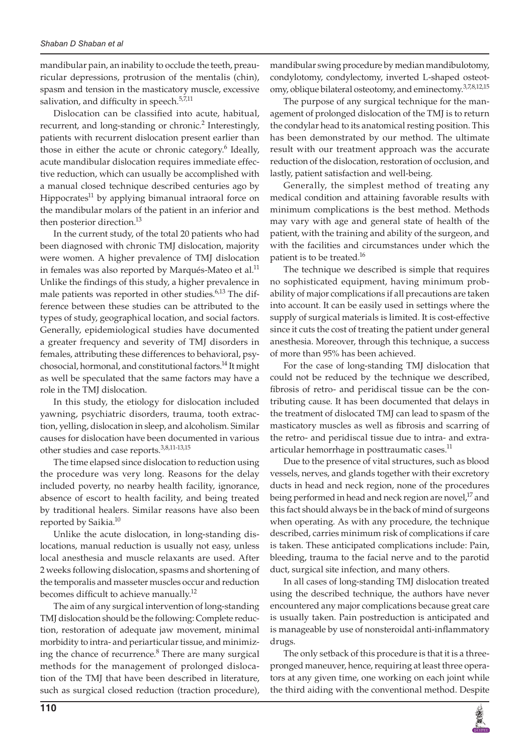mandibular pain, an inability to occlude the teeth, preauricular depressions, protrusion of the mentalis (chin), spasm and tension in the masticatory muscle, excessive salivation, and difficulty in speech.[5,7,11]

Dislocation can be classified into acute, habitual, recurrent, and long-standing or chronic.[2] Interestingly, patients with recurrent dislocation present earlier than those in either the acute or chronic category.[6] Ideally, acute mandibular dislocation requires immediate effective reduction, which can usually be accomplished with a manual closed technique described centuries ago by Hippocrates[11] by applying bimanual intraoral force on the mandibular molars of the patient in an inferior and then posterior direction.[13]

In the current study, of the total 20 patients who had been diagnosed with chronic TMJ dislocation, majority were women. A higher prevalence of TMJ dislocation in females was also reported by Marqués-Mateo et al.[11] Unlike the findings of this study, a higher prevalence in male patients was reported in other studies.[6,13] The difference between these studies can be attributed to the types of study, geographical location, and social factors. Generally, epidemiological studies have documented a greater frequency and severity of TMJ disorders in females, attributing these differences to behavioral, psychosocial, hormonal, and constitutional factors.[14] It might as well be speculated that the same factors may have a role in the TMJ dislocation.

In this study, the etiology for dislocation included yawning, psychiatric disorders, trauma, tooth extraction, yelling, dislocation in sleep, and alcoholism. Similar causes for dislocation have been documented in various other studies and case reports.[3,8,11-13,15]

The time elapsed since dislocation to reduction using the procedure was very long. Reasons for the delay included poverty, no nearby health facility, ignorance, absence of escort to health facility, and being treated by traditional healers. Similar reasons have also been reported by Saikia.[10]

Unlike the acute dislocation, in long-standing dislocations, manual reduction is usually not easy, unless local anesthesia and muscle relaxants are used. After 2 weeks following dislocation, spasms and shortening of the temporalis and masseter muscles occur and reduction becomes difficult to achieve manually.[12]

The aim of any surgical intervention of long-standing TMJ dislocation should be the following: Complete reduction, restoration of adequate jaw movement, minimal morbidity to intra- and periarticular tissue, and minimizing the chance of recurrence.[8] There are many surgical methods for the management of prolonged dislocation of the TMJ that have been described in literature, such as surgical closed reduction (traction procedure), mandibular swing procedure by median mandibulotomy, condylotomy, condylectomy, inverted L-shaped osteotomy, oblique bilateral osteotomy, and eminectomy.[3,7,8,12,15]

The purpose of any surgical technique for the management of prolonged dislocation of the TMJ is to return the condylar head to its anatomical resting position. This has been demonstrated by our method. The ultimate result with our treatment approach was the accurate reduction of the dislocation, restoration of occlusion, and lastly, patient satisfaction and well-being.

Generally, the simplest method of treating any medical condition and attaining favorable results with minimum complications is the best method. Methods may vary with age and general state of health of the patient, with the training and ability of the surgeon, and with the facilities and circumstances under which the patient is to be treated.[16]

The technique we described is simple that requires no sophisticated equipment, having minimum probability of major complications if all precautions are taken into account. It can be easily used in settings where the supply of surgical materials is limited. It is cost-effective since it cuts the cost of treating the patient under general anesthesia. Moreover, through this technique, a success of more than 95% has been achieved.

For the case of long-standing TMJ dislocation that could not be reduced by the technique we described, fibrosis of retro- and peridiscal tissue can be the contributing cause. It has been documented that delays in the treatment of dislocated TMJ can lead to spasm of the masticatory muscles as well as fibrosis and scarring of the retro- and peridiscal tissue due to intra- and extra-articular hemorrhage in posttraumatic cases.[11]

Due to the presence of vital structures, such as blood vessels, nerves, and glands together with their excretory ducts in head and neck region, none of the procedures being performed in head and neck region are novel,[17] and this fact should always be in the back of mind of surgeons when operating. As with any procedure, the technique described, carries minimum risk of complications if care is taken. These anticipated complications include: Pain, bleeding, trauma to the facial nerve and to the parotid duct, surgical site infection, and many others.

In all cases of long-standing TMJ dislocation treated using the described technique, the authors have never encountered any major complications because great care is usually taken. Pain postreduction is anticipated and is manageable by use of nonsteroidal anti-inflammatory drugs.

The only setback of this procedure is that it is a three-pronged maneuver, hence, requiring at least three operators at any given time, one working on each joint while the third aiding with the conventional method. Despite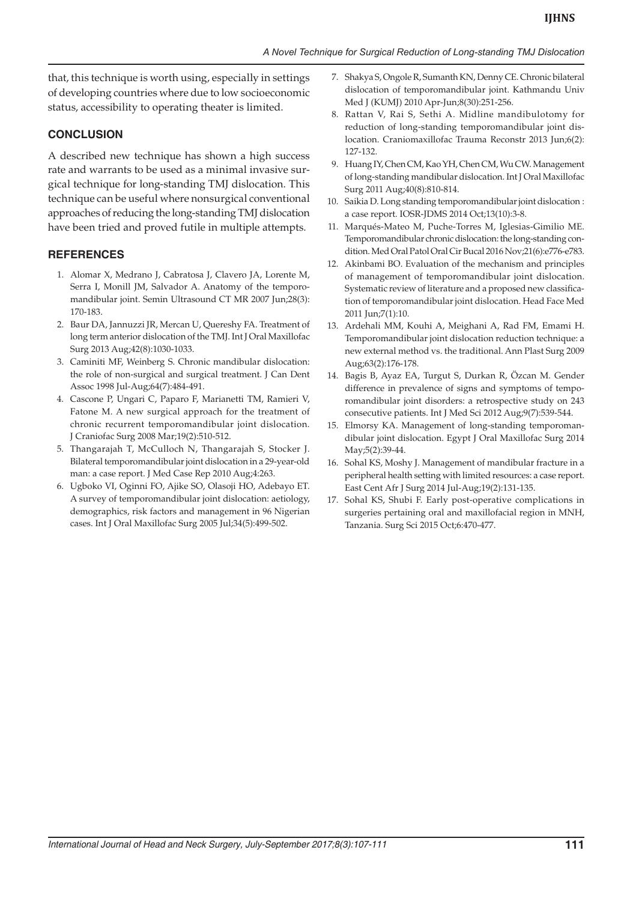that, this technique is worth using, especially in settings of developing countries where due to low socioeconomic status, accessibility to operating theater is limited.

## CONCLUSION

A described new technique has shown a high success rate and warrants to be used as a minimal invasive surgical technique for long-standing TMJ dislocation. This technique can be useful where nonsurgical conventional approaches of reducing the long-standing TMJ dislocation have been tried and proved futile in multiple attempts.

## REFERENCES

1. Alomar X, Medrano J, Cabratosa J, Clavero JA, Lorente M, Serra I, Monill JM, Salvador A. Anatomy of the temporomandibular joint. Semin Ultrasound CT MR 2007 Jun;28(3): 170-183.
2. Baur DA, Jannuzzi JR, Mercan U, Quereshy FA. Treatment of long term anterior dislocation of the TMJ. Int J Oral Maxillofac Surg 2013 Aug;42(8):1030-1033.
3. Caminiti MF, Weinberg S. Chronic mandibular dislocation: the role of non-surgical and surgical treatment. J Can Dent Assoc 1998 Jul-Aug;64(7):484-491.
4. Cascone P, Ungari C, Paparo F, Marianetti TM, Ramieri V, Fatone M. A new surgical approach for the treatment of chronic recurrent temporomandibular joint dislocation. J Craniofac Surg 2008 Mar;19(2):510-512.
5. Thangarajah T, McCulloch N, Thangarajah S, Stocker J. Bilateral temporomandibular joint dislocation in a 29-year-old man: a case report. J Med Case Rep 2010 Aug;4:263.
6. Ugboko VI, Oginni FO, Ajike SO, Olasoji HO, Adebayo ET. A survey of temporomandibular joint dislocation: aetiology, demographics, risk factors and management in 96 Nigerian cases. Int J Oral Maxillofac Surg 2005 Jul;34(5):499-502.
7. Shakya S, Ongole R, Sumanth KN, Denny CE. Chronic bilateral dislocation of temporomandibular joint. Kathmandu Univ Med J (KUMJ) 2010 Apr-Jun;8(30):251-256.
8. Rattan V, Rai S, Sethi A. Midline mandibulotomy for reduction of long-standing temporomandibular joint dislocation. Craniomaxillofac Trauma Reconstr 2013 Jun;6(2): 127-132.
9. Huang IY, Chen CM, Kao YH, Chen CM, Wu CW. Management of long-standing mandibular dislocation. Int J Oral Maxillofac Surg 2011 Aug;40(8):810-814.
10. Saikia D. Long standing temporomandibular joint dislocation : a case report. IOSR-JDMS 2014 Oct;13(10):3-8.
11. Marqués-Mateo M, Puche-Torres M, Iglesias-Gimilio ME. Temporomandibular chronic dislocation: the long-standing condition. Med Oral Patol Oral Cir Bucal 2016 Nov;21(6):e776-e783.
12. Akinbami BO. Evaluation of the mechanism and principles of management of temporomandibular joint dislocation. Systematic review of literature and a proposed new classification of temporomandibular joint dislocation. Head Face Med 2011 Jun;7(1):10.
13. Ardehali MM, Kouhi A, Meighani A, Rad FM, Emami H. Temporomandibular joint dislocation reduction technique: a new external method vs. the traditional. Ann Plast Surg 2009 Aug;63(2):176-178.
14. Bagis B, Ayaz EA, Turgut S, Durkan R, Özcan M. Gender difference in prevalence of signs and symptoms of temporomandibular joint disorders: a retrospective study on 243 consecutive patients. Int J Med Sci 2012 Aug;9(7):539-544.
15. Elmorsy KA. Management of long-standing temporomandibular joint dislocation. Egypt J Oral Maxillofac Surg 2014 May;5(2):39-44.
16. Sohal KS, Moshy J. Management of mandibular fracture in a peripheral health setting with limited resources: a case report. East Cent Afr J Surg 2014 Jul-Aug;19(2):131-135.
17. Sohal KS, Shubi F. Early post-operative complications in surgeries pertaining oral and maxillofacial region in MNH, Tanzania. Surg Sci 2015 Oct;6:470-477.